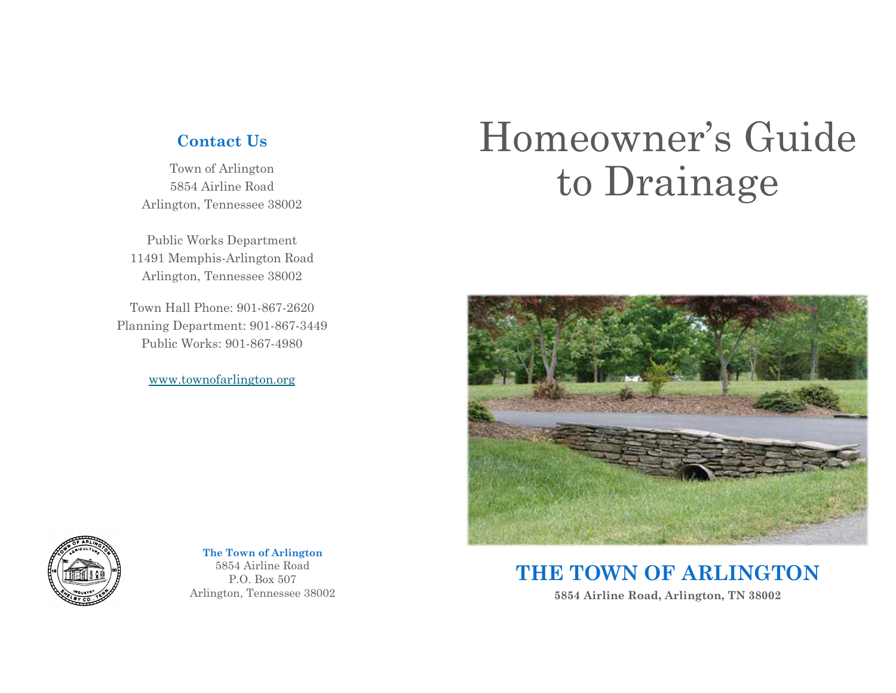## Contact Us

Town of Arlington
5854 Airline Road
Arlington, Tennessee 38002

Public Works Department
11491 Memphis-Arlington Road
Arlington, Tennessee 38002

Town Hall Phone: 901-867-2620
Planning Department: 901-867-3449
Public Works: 901-867-4980

www.townofarlington.org

**The Town of Arlington**
5854 Airline Road
P.O. Box 507
Arlington, Tennessee 38002

# Homeowner's Guide to Drainage

## THE TOWN OF ARLINGTON

**5854 Airline Road, Arlington, TN 38002**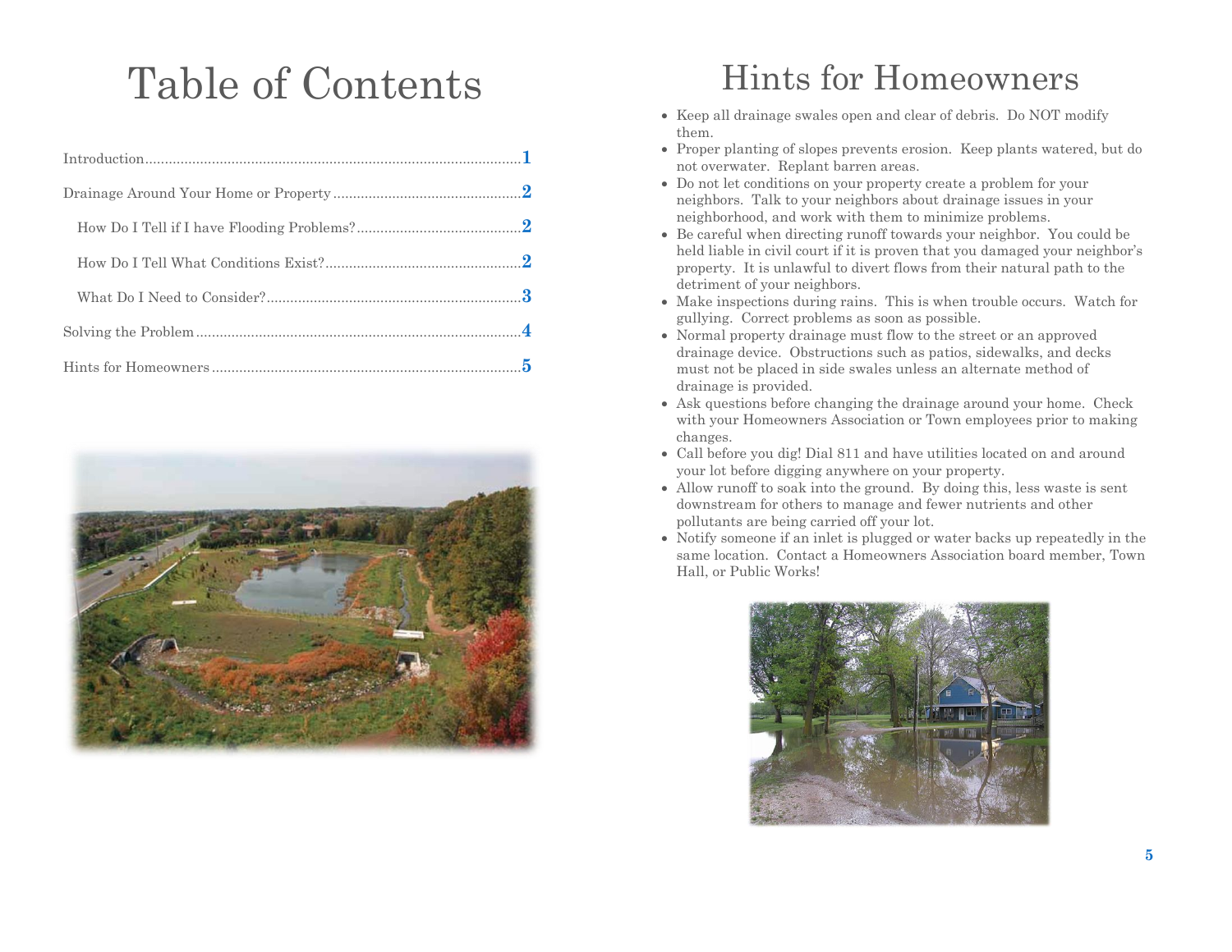# Table of Contents

Introduction ........................................ 1

Drainage Around Your Home or Property ........................................ 2

How Do I Tell if I have Flooding Problems? ........................................ 2

How Do I Tell What Conditions Exist? ........................................ 2

What Do I Need to Consider? ........................................ 3

Solving the Problem ........................................ 4

Hints for Homeowners ........................................ 5

# Hints for Homeowners

- Keep all drainage swales open and clear of debris. Do NOT modify them.
- Proper planting of slopes prevents erosion. Keep plants watered, but do not overwater. Replant barren areas.
- Do not let conditions on your property create a problem for your neighbors. Talk to your neighbors about drainage issues in your neighborhood, and work with them to minimize problems.
- Be careful when directing runoff towards your neighbor. You could be held liable in civil court if it is proven that you damaged your neighbor's property. It is unlawful to divert flows from their natural path to the detriment of your neighbors.
- Make inspections during rains. This is when trouble occurs. Watch for gullying. Correct problems as soon as possible.
- Normal property drainage must flow to the street or an approved drainage device. Obstructions such as patios, sidewalks, and decks must not be placed in side swales unless an alternate method of drainage is provided.
- Ask questions before changing the drainage around your home. Check with your Homeowners Association or Town employees prior to making changes.
- Call before you dig! Dial 811 and have utilities located on and around your lot before digging anywhere on your property.
- Allow runoff to soak into the ground. By doing this, less waste is sent downstream for others to manage and fewer nutrients and other pollutants are being carried off your lot.
- Notify someone if an inlet is plugged or water backs up repeatedly in the same location. Contact a Homeowners Association board member, Town Hall, or Public Works!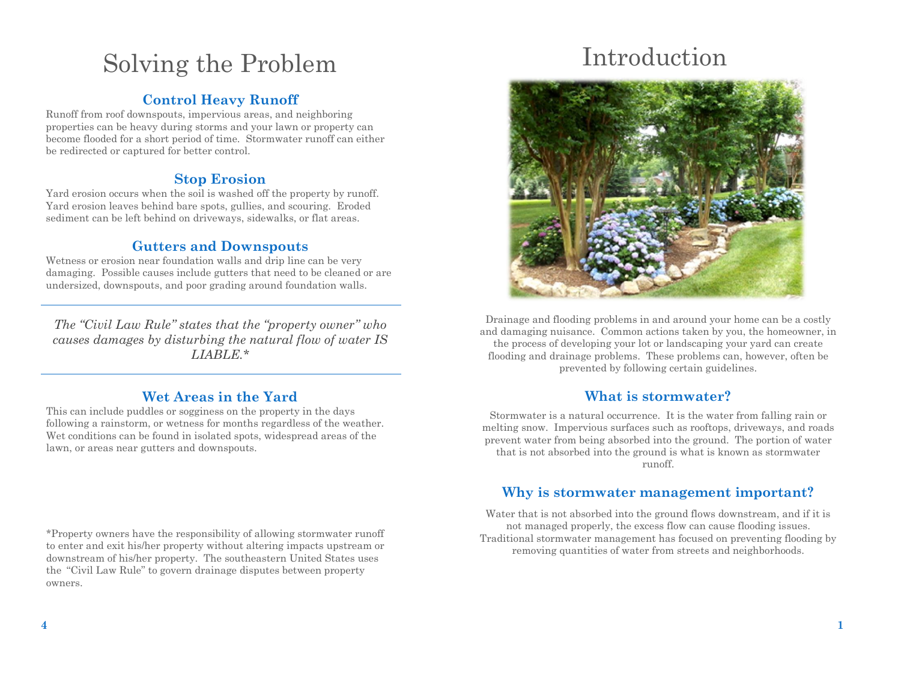# Solving the Problem

## Control Heavy Runoff

Runoff from roof downspouts, impervious areas, and neighboring properties can be heavy during storms and your lawn or property can become flooded for a short period of time. Stormwater runoff can either be redirected or captured for better control.

## Stop Erosion

Yard erosion occurs when the soil is washed off the property by runoff. Yard erosion leaves behind bare spots, gullies, and scouring. Eroded sediment can be left behind on driveways, sidewalks, or flat areas.

## Gutters and Downspouts

Wetness or erosion near foundation walls and drip line can be very damaging. Possible causes include gutters that need to be cleaned or are undersized, downspouts, and poor grading around foundation walls.

---

*The "Civil Law Rule" states that the "property owner" who causes damages by disturbing the natural flow of water IS LIABLE.**

---

## Wet Areas in the Yard

This can include puddles or sogginess on the property in the days following a rainstorm, or wetness for months regardless of the weather. Wet conditions can be found in isolated spots, widespread areas of the lawn, or areas near gutters and downspouts.

*Property owners have the responsibility of allowing stormwater runoff to enter and exit his/her property without altering impacts upstream or downstream of his/her property. The southeastern United States uses the "Civil Law Rule" to govern drainage disputes between property owners.

# Introduction

Drainage and flooding problems in and around your home can be a costly and damaging nuisance. Common actions taken by you, the homeowner, in the process of developing your lot or landscaping your yard can create flooding and drainage problems. These problems can, however, often be prevented by following certain guidelines.

## What is stormwater?

Stormwater is a natural occurrence. It is the water from falling rain or melting snow. Impervious surfaces such as rooftops, driveways, and roads prevent water from being absorbed into the ground. The portion of water that is not absorbed into the ground is what is known as stormwater runoff.

## Why is stormwater management important?

Water that is not absorbed into the ground flows downstream, and if it is not managed properly, the excess flow can cause flooding issues. Traditional stormwater management has focused on preventing flooding by removing quantities of water from streets and neighborhoods.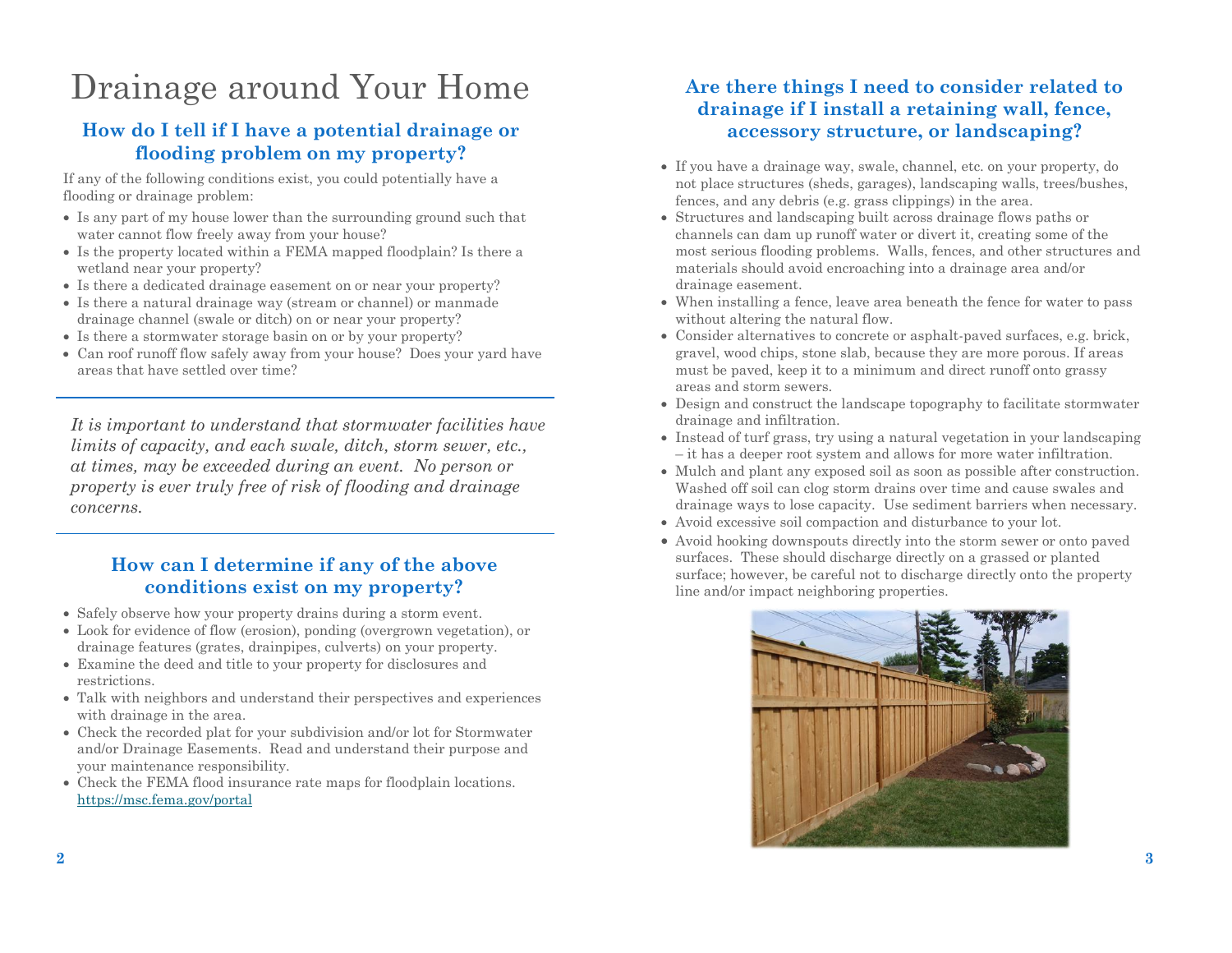# Drainage around Your Home

## How do I tell if I have a potential drainage or flooding problem on my property?

If any of the following conditions exist, you could potentially have a flooding or drainage problem:

- Is any part of my house lower than the surrounding ground such that water cannot flow freely away from your house?
- Is the property located within a FEMA mapped floodplain? Is there a wetland near your property?
- Is there a dedicated drainage easement on or near your property?
- Is there a natural drainage way (stream or channel) or manmade drainage channel (swale or ditch) on or near your property?
- Is there a stormwater storage basin on or by your property?
- Can roof runoff flow safely away from your house? Does your yard have areas that have settled over time?

---

*It is important to understand that stormwater facilities have limits of capacity, and each swale, ditch, storm sewer, etc., at times, may be exceeded during an event. No person or property is ever truly free of risk of flooding and drainage concerns.*

---

## How can I determine if any of the above conditions exist on my property?

- Safely observe how your property drains during a storm event.
- Look for evidence of flow (erosion), ponding (overgrown vegetation), or drainage features (grates, drainpipes, culverts) on your property.
- Examine the deed and title to your property for disclosures and restrictions.
- Talk with neighbors and understand their perspectives and experiences with drainage in the area.
- Check the recorded plat for your subdivision and/or lot for Stormwater and/or Drainage Easements. Read and understand their purpose and your maintenance responsibility.
- Check the FEMA flood insurance rate maps for floodplain locations. https://msc.fema.gov/portal

## Are there things I need to consider related to drainage if I install a retaining wall, fence, accessory structure, or landscaping?

- If you have a drainage way, swale, channel, etc. on your property, do not place structures (sheds, garages), landscaping walls, trees/bushes, fences, and any debris (e.g. grass clippings) in the area.
- Structures and landscaping built across drainage flows paths or channels can dam up runoff water or divert it, creating some of the most serious flooding problems. Walls, fences, and other structures and materials should avoid encroaching into a drainage area and/or drainage easement.
- When installing a fence, leave area beneath the fence for water to pass without altering the natural flow.
- Consider alternatives to concrete or asphalt-paved surfaces, e.g. brick, gravel, wood chips, stone slab, because they are more porous. If areas must be paved, keep it to a minimum and direct runoff onto grassy areas and storm sewers.
- Design and construct the landscape topography to facilitate stormwater drainage and infiltration.
- Instead of turf grass, try using a natural vegetation in your landscaping – it has a deeper root system and allows for more water infiltration.
- Mulch and plant any exposed soil as soon as possible after construction. Washed off soil can clog storm drains over time and cause swales and drainage ways to lose capacity. Use sediment barriers when necessary.
- Avoid excessive soil compaction and disturbance to your lot.
- Avoid hooking downspouts directly into the storm sewer or onto paved surfaces. These should discharge directly on a grassed or planted surface; however, be careful not to discharge directly onto the property line and/or impact neighboring properties.